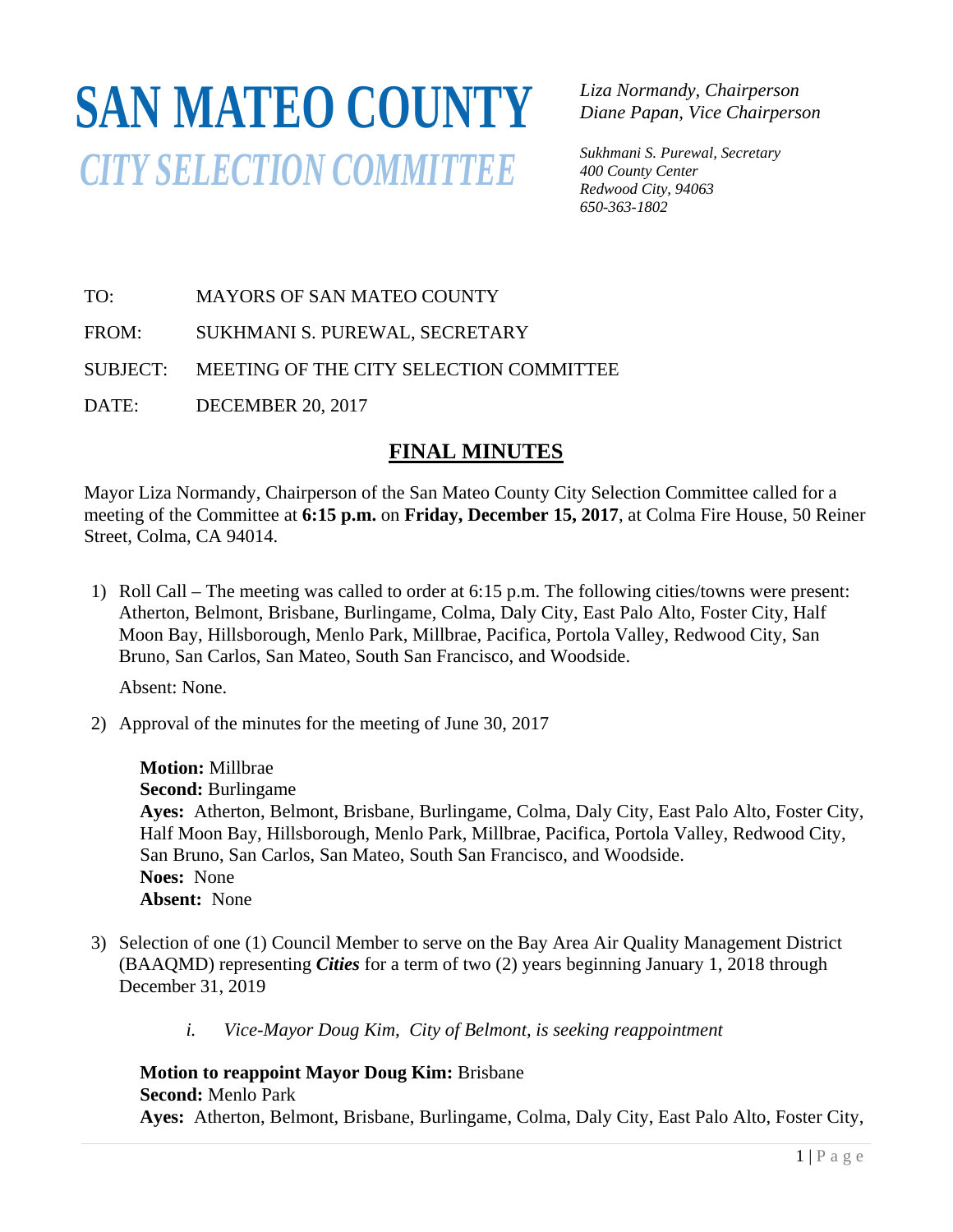# SAN MATEO COUNTY

## *CITY SELECTION COMMITTEE*

*Liza Normandy, Chairperson*
*Diane Papan, Vice Chairperson*

*Sukhmani S. Purewal, Secretary*
*400 County Center*
*Redwood City, 94063*
*650-363-1802*

TO: MAYORS OF SAN MATEO COUNTY

FROM: SUKHMANI S. PUREWAL, SECRETARY

SUBJECT: MEETING OF THE CITY SELECTION COMMITTEE

DATE: DECEMBER 20, 2017

## FINAL MINUTES

Mayor Liza Normandy, Chairperson of the San Mateo County City Selection Committee called for a meeting of the Committee at **6:15 p.m.** on **Friday, December 15, 2017**, at Colma Fire House, 50 Reiner Street, Colma, CA 94014.

1) Roll Call – The meeting was called to order at 6:15 p.m. The following cities/towns were present: Atherton, Belmont, Brisbane, Burlingame, Colma, Daly City, East Palo Alto, Foster City, Half Moon Bay, Hillsborough, Menlo Park, Millbrae, Pacifica, Portola Valley, Redwood City, San Bruno, San Carlos, San Mateo, South San Francisco, and Woodside.

   Absent: None.

2) Approval of the minutes for the meeting of June 30, 2017

   **Motion:** Millbrae
   **Second:** Burlingame
   **Ayes:** Atherton, Belmont, Brisbane, Burlingame, Colma, Daly City, East Palo Alto, Foster City, Half Moon Bay, Hillsborough, Menlo Park, Millbrae, Pacifica, Portola Valley, Redwood City, San Bruno, San Carlos, San Mateo, South San Francisco, and Woodside.
   **Noes:** None
   **Absent:** None

3) Selection of one (1) Council Member to serve on the Bay Area Air Quality Management District (BAAQMD) representing ***Cities*** for a term of two (2) years beginning January 1, 2018 through December 31, 2019

   *i. Vice-Mayor Doug Kim, City of Belmont, is seeking reappointment*

   **Motion to reappoint Mayor Doug Kim:** Brisbane
   **Second:** Menlo Park
   **Ayes:** Atherton, Belmont, Brisbane, Burlingame, Colma, Daly City, East Palo Alto, Foster City,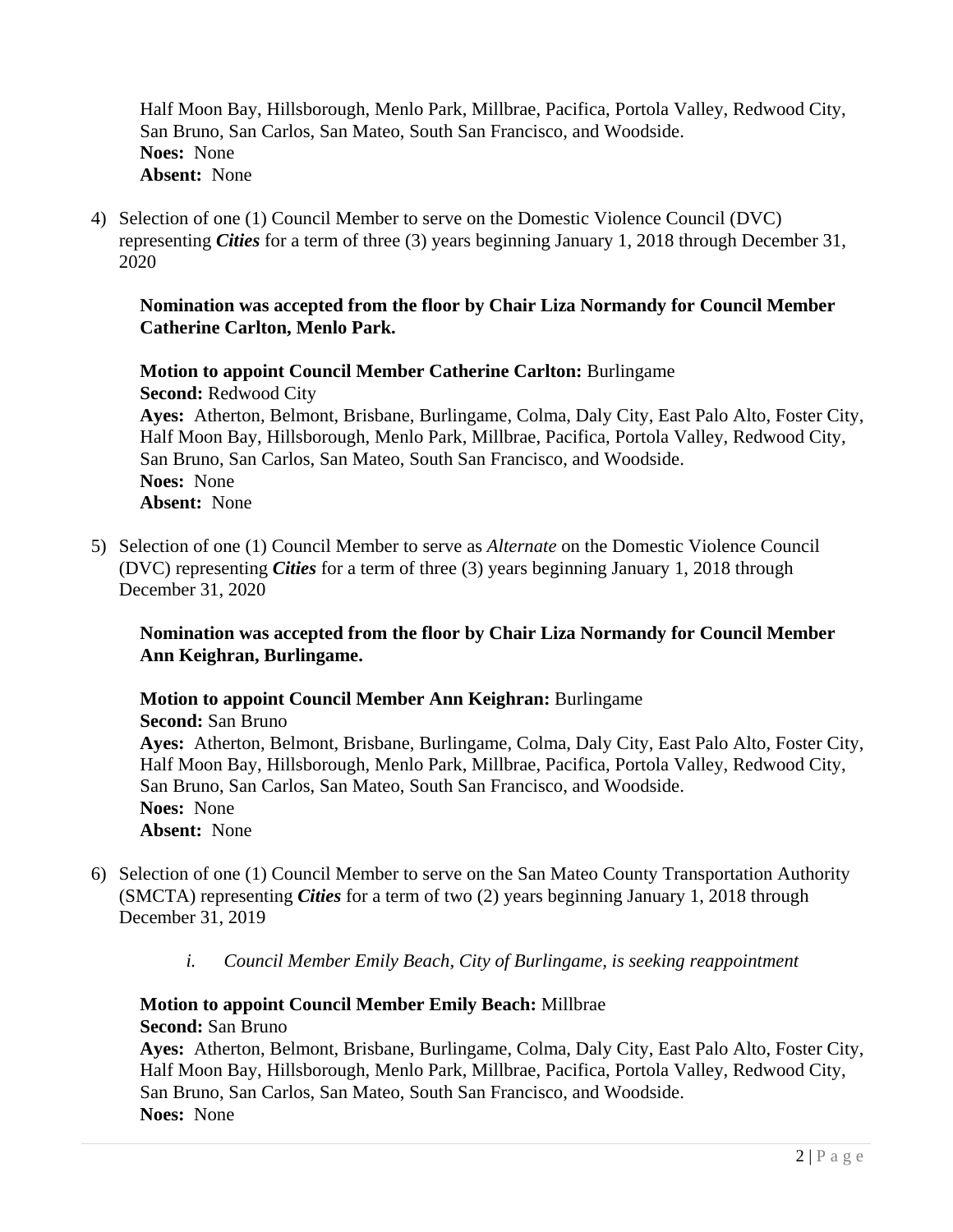Half Moon Bay, Hillsborough, Menlo Park, Millbrae, Pacifica, Portola Valley, Redwood City, San Bruno, San Carlos, San Mateo, South San Francisco, and Woodside.
**Noes:** None
**Absent:** None

4) Selection of one (1) Council Member to serve on the Domestic Violence Council (DVC) representing ***Cities*** for a term of three (3) years beginning January 1, 2018 through December 31, 2020

   **Nomination was accepted from the floor by Chair Liza Normandy for Council Member Catherine Carlton, Menlo Park.**

   **Motion to appoint Council Member Catherine Carlton:** Burlingame
   **Second:** Redwood City
   **Ayes:** Atherton, Belmont, Brisbane, Burlingame, Colma, Daly City, East Palo Alto, Foster City, Half Moon Bay, Hillsborough, Menlo Park, Millbrae, Pacifica, Portola Valley, Redwood City, San Bruno, San Carlos, San Mateo, South San Francisco, and Woodside.
   **Noes:** None
   **Absent:** None

5) Selection of one (1) Council Member to serve as *Alternate* on the Domestic Violence Council (DVC) representing ***Cities*** for a term of three (3) years beginning January 1, 2018 through December 31, 2020

   **Nomination was accepted from the floor by Chair Liza Normandy for Council Member Ann Keighran, Burlingame.**

   **Motion to appoint Council Member Ann Keighran:** Burlingame
   **Second:** San Bruno
   **Ayes:** Atherton, Belmont, Brisbane, Burlingame, Colma, Daly City, East Palo Alto, Foster City, Half Moon Bay, Hillsborough, Menlo Park, Millbrae, Pacifica, Portola Valley, Redwood City, San Bruno, San Carlos, San Mateo, South San Francisco, and Woodside.
   **Noes:** None
   **Absent:** None

6) Selection of one (1) Council Member to serve on the San Mateo County Transportation Authority (SMCTA) representing ***Cities*** for a term of two (2) years beginning January 1, 2018 through December 31, 2019

   i. *Council Member Emily Beach, City of Burlingame, is seeking reappointment*

   **Motion to appoint Council Member Emily Beach:** Millbrae
   **Second:** San Bruno
   **Ayes:** Atherton, Belmont, Brisbane, Burlingame, Colma, Daly City, East Palo Alto, Foster City, Half Moon Bay, Hillsborough, Menlo Park, Millbrae, Pacifica, Portola Valley, Redwood City, San Bruno, San Carlos, San Mateo, South San Francisco, and Woodside.
   **Noes:** None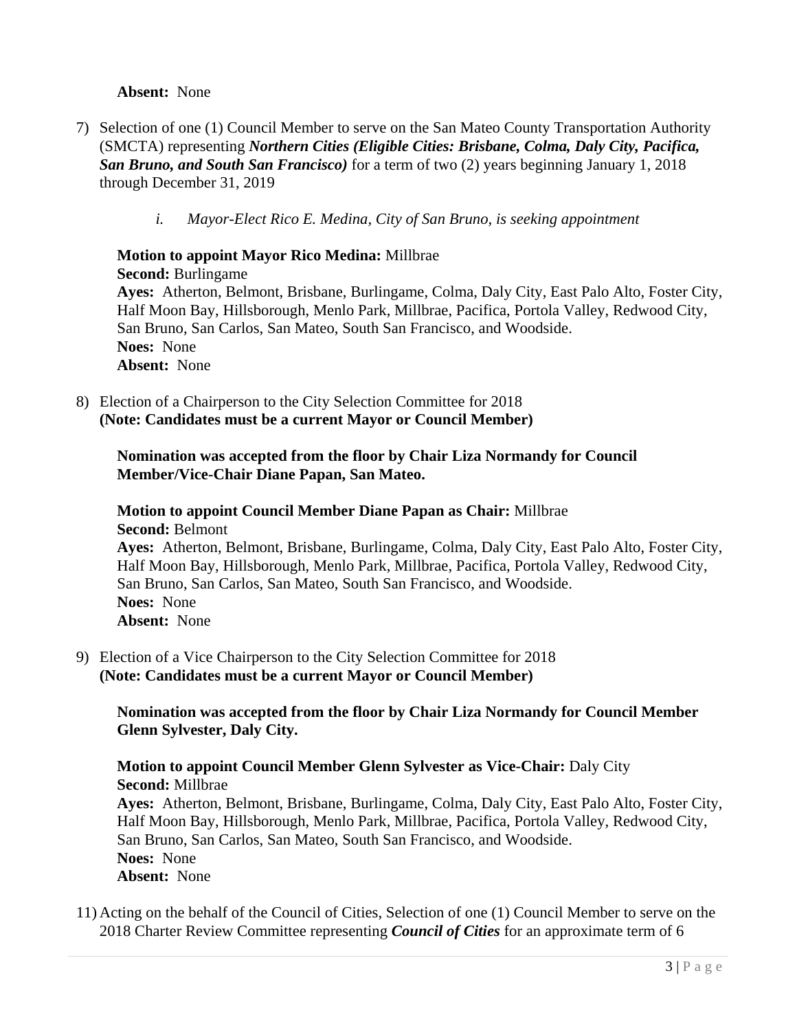**Absent:** None

7) Selection of one (1) Council Member to serve on the San Mateo County Transportation Authority (SMCTA) representing ***Northern Cities (Eligible Cities: Brisbane, Colma, Daly City, Pacifica, San Bruno, and South San Francisco)*** for a term of two (2) years beginning January 1, 2018 through December 31, 2019

   i. *Mayor-Elect Rico E. Medina, City of San Bruno, is seeking appointment*

   **Motion to appoint Mayor Rico Medina:** Millbrae
   **Second:** Burlingame
   **Ayes:** Atherton, Belmont, Brisbane, Burlingame, Colma, Daly City, East Palo Alto, Foster City, Half Moon Bay, Hillsborough, Menlo Park, Millbrae, Pacifica, Portola Valley, Redwood City, San Bruno, San Carlos, San Mateo, South San Francisco, and Woodside.
   **Noes:** None
   **Absent:** None

8) Election of a Chairperson to the City Selection Committee for 2018
   **(Note: Candidates must be a current Mayor or Council Member)**

   **Nomination was accepted from the floor by Chair Liza Normandy for Council Member/Vice-Chair Diane Papan, San Mateo.**

   **Motion to appoint Council Member Diane Papan as Chair:** Millbrae
   **Second:** Belmont
   **Ayes:** Atherton, Belmont, Brisbane, Burlingame, Colma, Daly City, East Palo Alto, Foster City, Half Moon Bay, Hillsborough, Menlo Park, Millbrae, Pacifica, Portola Valley, Redwood City, San Bruno, San Carlos, San Mateo, South San Francisco, and Woodside.
   **Noes:** None
   **Absent:** None

9) Election of a Vice Chairperson to the City Selection Committee for 2018
   **(Note: Candidates must be a current Mayor or Council Member)**

   **Nomination was accepted from the floor by Chair Liza Normandy for Council Member Glenn Sylvester, Daly City.**

   **Motion to appoint Council Member Glenn Sylvester as Vice-Chair:** Daly City
   **Second:** Millbrae
   **Ayes:** Atherton, Belmont, Brisbane, Burlingame, Colma, Daly City, East Palo Alto, Foster City, Half Moon Bay, Hillsborough, Menlo Park, Millbrae, Pacifica, Portola Valley, Redwood City, San Bruno, San Carlos, San Mateo, South San Francisco, and Woodside.
   **Noes:** None
   **Absent:** None

11) Acting on the behalf of the Council of Cities, Selection of one (1) Council Member to serve on the 2018 Charter Review Committee representing ***Council of Cities*** for an approximate term of 6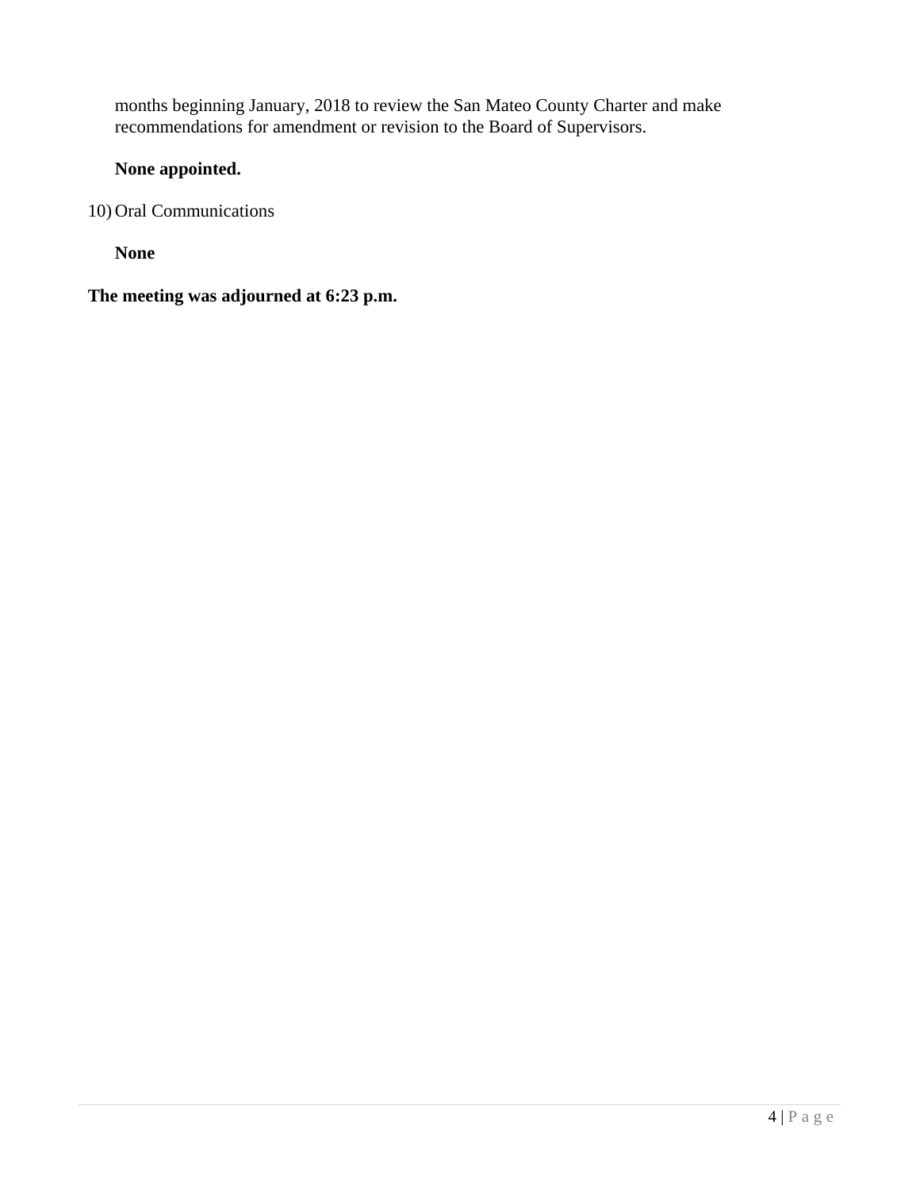months beginning January, 2018 to review the San Mateo County Charter and make recommendations for amendment or revision to the Board of Supervisors.

**None appointed.**

10) Oral Communications

**None**

**The meeting was adjourned at 6:23 p.m.**